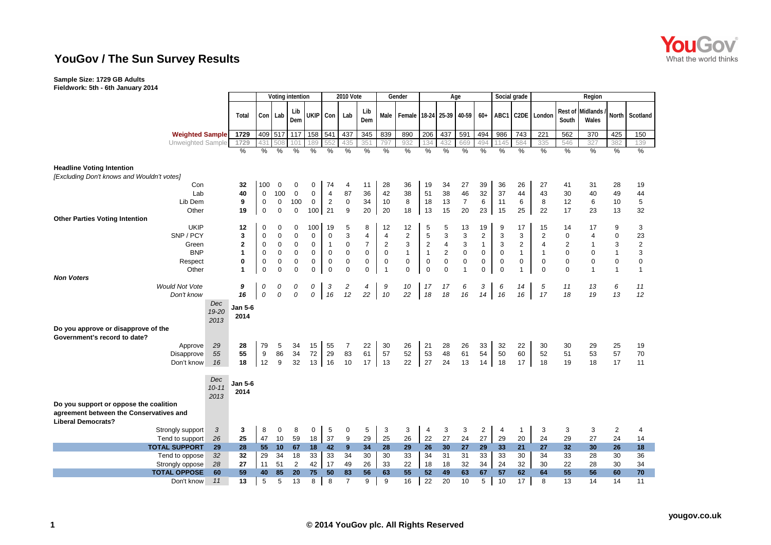# YouGov / The Sun Survey Results

**Sample Size: 1729 GB Adults**
**Fieldwork: 5th - 6th January 2014**

| | | Total | Voting intention | | | | 2010 Vote | | | Gender | | Age | | | | Social grade | | Region | | | | |
|---|---|---|---|---|---|---|---|---|---|---|---|---|---|---|---|---|---|---|---|---|---|---|
| | | | Con | Lab | Lib Dem | UKIP | Con | Lab | Lib Dem | Male | Female | 18-24 | 25-39 | 40-59 | 60+ | ABC1 | C2DE | London | Rest of South | Midlands / Wales | North | Scotland |
| **Weighted Sample** | | 1729 | 409 | 517 | 117 | 158 | 541 | 437 | 345 | 839 | 890 | 206 | 437 | 591 | 494 | 986 | 743 | 221 | 562 | 370 | 425 | 150 |
| Unweighted Sample | | 1729 | 431 | 508 | 101 | 189 | 552 | 435 | 351 | 797 | 932 | 134 | 432 | 669 | 494 | 1145 | 584 | 335 | 546 | 327 | 382 | 139 |
| | | % | % | % | % | % | % | % | % | % | % | % | % | % | % | % | % | % | % | % | % | % |
| **Headline Voting Intention** | | | | | | | | | | | | | | | | | | | | | | |
| *[Excluding Don't knows and Wouldn't votes]* | | | | | | | | | | | | | | | | | | | | | | |
| Con | | 32 | 100 | 0 | 0 | 0 | 74 | 4 | 11 | 28 | 36 | 19 | 34 | 27 | 39 | 36 | 26 | 27 | 41 | 31 | 28 | 19 |
| Lab | | 40 | 0 | 100 | 0 | 0 | 4 | 87 | 36 | 42 | 38 | 51 | 38 | 46 | 32 | 37 | 44 | 43 | 30 | 40 | 49 | 44 |
| Lib Dem | | 9 | 0 | 0 | 100 | 0 | 2 | 0 | 34 | 10 | 8 | 18 | 13 | 7 | 6 | 11 | 6 | 8 | 12 | 6 | 10 | 5 |
| Other | | 19 | 0 | 0 | 0 | 100 | 21 | 9 | 20 | 20 | 18 | 13 | 15 | 20 | 23 | 15 | 25 | 22 | 17 | 23 | 13 | 32 |
| **Other Parties Voting Intention** | | | | | | | | | | | | | | | | | | | | | | |
| UKIP | | 12 | 0 | 0 | 0 | 100 | 19 | 5 | 8 | 12 | 12 | 5 | 5 | 13 | 19 | 9 | 17 | 15 | 14 | 17 | 9 | 3 |
| SNP / PCY | | 3 | 0 | 0 | 0 | 0 | 0 | 3 | 4 | 4 | 2 | 5 | 3 | 3 | 2 | 3 | 3 | 2 | 0 | 4 | 0 | 23 |
| Green | | 2 | 0 | 0 | 0 | 0 | 1 | 0 | 7 | 2 | 3 | 2 | 4 | 3 | 1 | 3 | 2 | 4 | 2 | 1 | 3 | 2 |
| BNP | | 1 | 0 | 0 | 0 | 0 | 0 | 0 | 0 | 0 | 1 | 1 | 2 | 0 | 0 | 0 | 1 | 1 | 0 | 0 | 1 | 3 |
| Respect | | 0 | 0 | 0 | 0 | 0 | 0 | 0 | 0 | 0 | 0 | 0 | 0 | 0 | 0 | 0 | 0 | 0 | 0 | 0 | 0 | 0 |
| Other | | 1 | 0 | 0 | 0 | 0 | 0 | 0 | 0 | 1 | 0 | 0 | 0 | 1 | 0 | 0 | 1 | 0 | 0 | 1 | 1 | 1 |
| ***Non Voters*** | | | | | | | | | | | | | | | | | | | | | | |
| *Would Not Vote* | | *9* | *0* | *0* | *0* | *0* | *3* | *2* | *4* | *9* | *10* | *17* | *17* | *6* | *3* | *6* | *14* | *5* | *11* | *13* | *6* | *11* |
| *Don't know* | | *16* | *0* | *0* | *0* | *0* | *16* | *12* | *22* | *10* | *22* | *18* | *18* | *16* | *14* | *16* | *16* | *17* | *18* | *19* | *13* | *12* |
| | *Dec 19-20 2013* | **Jan 5-6 2014** | | | | | | | | | | | | | | | | | | | | |
| **Do you approve or disapprove of the Government's record to date?** | | | | | | | | | | | | | | | | | | | | | | |
| Approve | *29* | 28 | 79 | 5 | 34 | 15 | 55 | 7 | 22 | 30 | 26 | 21 | 28 | 26 | 33 | 32 | 22 | 30 | 30 | 29 | 25 | 19 |
| Disapprove | *55* | 55 | 9 | 86 | 34 | 72 | 29 | 83 | 61 | 57 | 52 | 53 | 48 | 61 | 54 | 50 | 60 | 52 | 51 | 53 | 57 | 70 |
| Don't know | *16* | 18 | 12 | 9 | 32 | 13 | 16 | 10 | 17 | 13 | 22 | 27 | 24 | 13 | 14 | 18 | 17 | 18 | 19 | 18 | 17 | 11 |
| | *Dec 10-11 2013* | **Jan 5-6 2014** | | | | | | | | | | | | | | | | | | | | |
| **Do you support or oppose the coalition agreement between the Conservatives and Liberal Democrats?** | | | | | | | | | | | | | | | | | | | | | | |
| Strongly support | *3* | 3 | 8 | 0 | 8 | 0 | 5 | 0 | 5 | 3 | 3 | 4 | 3 | 3 | 2 | 4 | 1 | 3 | 3 | 3 | 2 | 4 |
| Tend to support | *26* | 25 | 47 | 10 | 59 | 18 | 37 | 9 | 29 | 25 | 26 | 22 | 27 | 24 | 27 | 29 | 20 | 24 | 29 | 27 | 24 | 14 |
| **TOTAL SUPPORT** | **29** | **28** | **55** | **10** | **67** | **18** | **42** | **9** | **34** | **28** | **29** | **26** | **30** | **27** | **29** | **33** | **21** | **27** | **32** | **30** | **26** | **18** |
| Tend to oppose | *32* | 32 | 29 | 34 | 18 | 33 | 33 | 34 | 30 | 30 | 33 | 34 | 31 | 31 | 33 | 33 | 30 | 34 | 33 | 28 | 30 | 36 |
| Strongly oppose | *28* | 27 | 11 | 51 | 2 | 42 | 17 | 49 | 26 | 33 | 22 | 18 | 18 | 32 | 34 | 24 | 32 | 30 | 22 | 28 | 30 | 34 |
| **TOTAL OPPOSE** | **60** | **59** | **40** | **85** | **20** | **75** | **50** | **83** | **56** | **63** | **55** | **52** | **49** | **63** | **67** | **57** | **62** | **64** | **55** | **56** | **60** | **70** |
| Don't know | *11* | 13 | 5 | 5 | 13 | 8 | 8 | 7 | 9 | 9 | 16 | 22 | 20 | 10 | 5 | 10 | 17 | 8 | 13 | 14 | 14 | 11 |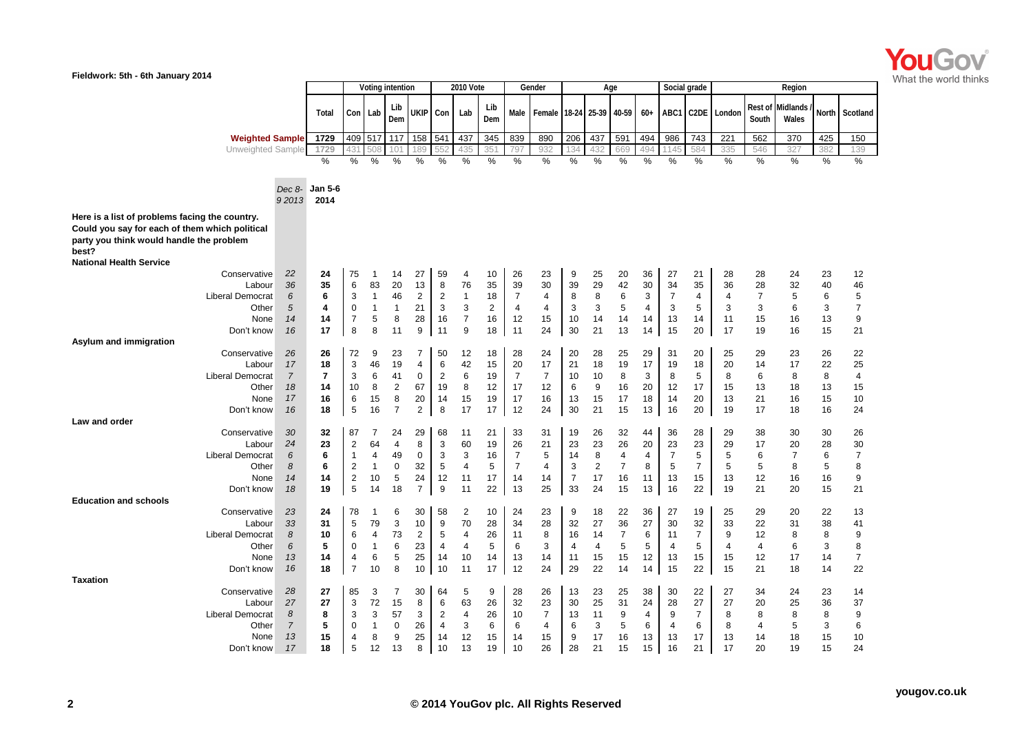Fieldwork: 5th - 6th January 2014

| | Dec 8-9 2013 | Jan 5-6 2014 | Voting intention | | | | 2010 Vote | | | Gender | | Age | | | | Social grade | | Region | | | | |
|---|---|---|---|---|---|---|---|---|---|---|---|---|---|---|---|---|---|---|---|---|---|---|
| | | Total | Con | Lab | Lib Dem | UKIP | Con | Lab | Lib Dem | Male | Female | 18-24 | 25-39 | 40-59 | 60+ | ABC1 | C2DE | London | Rest of South | Midlands / Wales | North | Scotland |
| Weighted Sample | | 1729 | 409 | 517 | 117 | 158 | 541 | 437 | 345 | 839 | 890 | 206 | 437 | 591 | 494 | 986 | 743 | 221 | 562 | 370 | 425 | 150 |
| Unweighted Sample | | 1729 | 431 | 508 | 101 | 189 | 552 | 435 | 351 | 797 | 932 | 134 | 432 | 669 | 494 | 1145 | 584 | 335 | 546 | 327 | 382 | 139 |
| | | % | % | % | % | % | % | % | % | % | % | % | % | % | % | % | % | % | % | % | % | % |
| **Here is a list of problems facing the country. Could you say for each of them which political party you think would handle the problem best?** | | | | | | | | | | | | | | | | | | | | | | |
| **National Health Service** | | | | | | | | | | | | | | | | | | | | | | |
| Conservative | 22 | 24 | 75 | 1 | 14 | 27 | 59 | 4 | 10 | 26 | 23 | 9 | 25 | 20 | 36 | 27 | 21 | 28 | 28 | 24 | 23 | 12 |
| Labour | 36 | 35 | 6 | 83 | 20 | 13 | 8 | 76 | 35 | 39 | 30 | 39 | 29 | 42 | 30 | 34 | 35 | 36 | 28 | 32 | 40 | 46 |
| Liberal Democrat | 6 | 6 | 3 | 1 | 46 | 2 | 2 | 1 | 18 | 7 | 4 | 8 | 8 | 6 | 3 | 7 | 4 | 4 | 7 | 5 | 6 | 5 |
| Other | 5 | 4 | 0 | 1 | 1 | 21 | 3 | 3 | 2 | 4 | 4 | 3 | 3 | 5 | 4 | 3 | 5 | 3 | 3 | 6 | 3 | 7 |
| None | 14 | 14 | 7 | 5 | 8 | 28 | 16 | 7 | 16 | 12 | 15 | 10 | 14 | 14 | 14 | 13 | 14 | 11 | 15 | 16 | 13 | 9 |
| Don't know | 16 | 17 | 8 | 8 | 11 | 9 | 11 | 9 | 18 | 11 | 24 | 30 | 21 | 13 | 14 | 15 | 20 | 17 | 19 | 16 | 15 | 21 |
| **Asylum and immigration** | | | | | | | | | | | | | | | | | | | | | | |
| Conservative | 26 | 26 | 72 | 9 | 23 | 7 | 50 | 12 | 18 | 28 | 24 | 20 | 28 | 25 | 29 | 31 | 20 | 25 | 29 | 23 | 26 | 22 |
| Labour | 17 | 18 | 3 | 46 | 19 | 4 | 6 | 42 | 15 | 20 | 17 | 21 | 18 | 19 | 17 | 19 | 18 | 20 | 14 | 17 | 22 | 25 |
| Liberal Democrat | 7 | 7 | 3 | 6 | 41 | 0 | 2 | 6 | 19 | 7 | 7 | 10 | 10 | 8 | 3 | 8 | 5 | 8 | 6 | 8 | 8 | 4 |
| Other | 18 | 14 | 10 | 8 | 2 | 67 | 19 | 8 | 12 | 17 | 12 | 6 | 9 | 16 | 20 | 12 | 17 | 15 | 13 | 18 | 13 | 15 |
| None | 17 | 16 | 6 | 15 | 8 | 20 | 14 | 15 | 19 | 17 | 16 | 13 | 15 | 17 | 18 | 14 | 20 | 13 | 21 | 16 | 15 | 10 |
| Don't know | 16 | 18 | 5 | 16 | 7 | 2 | 8 | 17 | 17 | 12 | 24 | 30 | 21 | 15 | 13 | 16 | 20 | 19 | 17 | 18 | 16 | 24 |
| **Law and order** | | | | | | | | | | | | | | | | | | | | | | |
| Conservative | 30 | 32 | 87 | 7 | 24 | 29 | 68 | 11 | 21 | 33 | 31 | 19 | 26 | 32 | 44 | 36 | 28 | 29 | 38 | 30 | 30 | 26 |
| Labour | 24 | 23 | 2 | 64 | 4 | 8 | 3 | 60 | 19 | 26 | 21 | 23 | 23 | 26 | 20 | 23 | 23 | 29 | 17 | 20 | 28 | 30 |
| Liberal Democrat | 6 | 6 | 1 | 4 | 49 | 0 | 3 | 3 | 16 | 7 | 5 | 14 | 8 | 4 | 4 | 7 | 5 | 5 | 6 | 7 | 6 | 7 |
| Other | 8 | 6 | 2 | 1 | 0 | 32 | 5 | 4 | 5 | 7 | 4 | 3 | 2 | 7 | 8 | 5 | 7 | 5 | 5 | 8 | 5 | 8 |
| None | 14 | 14 | 2 | 10 | 5 | 24 | 12 | 11 | 17 | 14 | 14 | 7 | 17 | 16 | 11 | 13 | 15 | 13 | 12 | 16 | 16 | 9 |
| Don't know | 18 | 19 | 5 | 14 | 18 | 7 | 9 | 11 | 22 | 13 | 25 | 33 | 24 | 15 | 13 | 16 | 22 | 19 | 21 | 20 | 15 | 21 |
| **Education and schools** | | | | | | | | | | | | | | | | | | | | | | |
| Conservative | 23 | 24 | 78 | 1 | 6 | 30 | 58 | 2 | 10 | 24 | 23 | 9 | 18 | 22 | 36 | 27 | 19 | 25 | 29 | 20 | 22 | 13 |
| Labour | 33 | 31 | 5 | 79 | 3 | 10 | 9 | 70 | 28 | 34 | 28 | 32 | 27 | 36 | 27 | 30 | 32 | 33 | 22 | 31 | 38 | 41 |
| Liberal Democrat | 8 | 10 | 6 | 4 | 73 | 2 | 5 | 4 | 26 | 11 | 8 | 16 | 14 | 7 | 6 | 11 | 7 | 9 | 12 | 8 | 8 | 9 |
| Other | 6 | 5 | 0 | 1 | 6 | 23 | 4 | 4 | 5 | 6 | 3 | 4 | 4 | 5 | 5 | 4 | 5 | 4 | 4 | 6 | 3 | 8 |
| None | 13 | 14 | 4 | 6 | 5 | 25 | 14 | 10 | 14 | 13 | 14 | 11 | 15 | 15 | 12 | 13 | 15 | 15 | 12 | 17 | 14 | 7 |
| Don't know | 16 | 18 | 7 | 10 | 8 | 10 | 10 | 11 | 17 | 12 | 24 | 29 | 22 | 14 | 14 | 15 | 22 | 15 | 21 | 18 | 14 | 22 |
| **Taxation** | | | | | | | | | | | | | | | | | | | | | | |
| Conservative | 28 | 27 | 85 | 3 | 7 | 30 | 64 | 5 | 9 | 28 | 26 | 13 | 23 | 25 | 38 | 30 | 22 | 27 | 34 | 24 | 23 | 14 |
| Labour | 27 | 27 | 3 | 72 | 15 | 8 | 6 | 63 | 26 | 32 | 23 | 30 | 25 | 31 | 24 | 28 | 27 | 27 | 20 | 25 | 36 | 37 |
| Liberal Democrat | 8 | 8 | 3 | 3 | 57 | 3 | 2 | 4 | 26 | 10 | 7 | 13 | 11 | 9 | 4 | 9 | 7 | 8 | 8 | 8 | 8 | 9 |
| Other | 7 | 5 | 0 | 1 | 0 | 26 | 4 | 3 | 6 | 6 | 4 | 6 | 3 | 5 | 6 | 4 | 6 | 8 | 4 | 5 | 3 | 6 |
| None | 13 | 15 | 4 | 8 | 9 | 25 | 14 | 12 | 15 | 14 | 15 | 9 | 17 | 16 | 13 | 13 | 17 | 13 | 14 | 18 | 15 | 10 |
| Don't know | 17 | 18 | 5 | 12 | 13 | 8 | 10 | 13 | 19 | 10 | 26 | 28 | 21 | 15 | 15 | 16 | 21 | 17 | 20 | 19 | 15 | 24 |

© 2014 YouGov plc. All Rights Reserved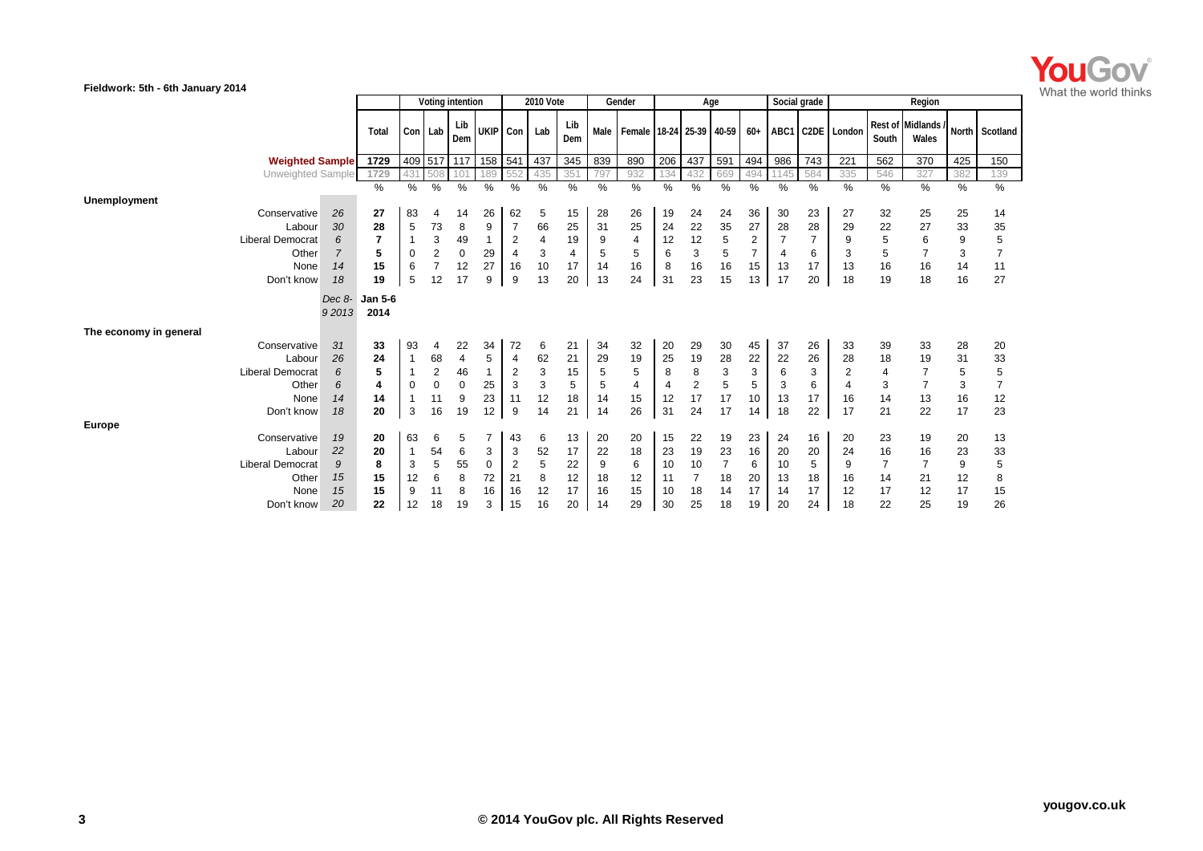Fieldwork: 5th - 6th January 2014

| | | Total | Voting intention | | | | 2010 Vote | | | Gender | | Age | | | | Social grade | | Region | | | | |
|---|---|---|---|---|---|---|---|---|---|---|---|---|---|---|---|---|---|---|---|---|---|---|
| | | | Con | Lab | Lib Dem | UKIP | Con | Lab | Lib Dem | Male | Female | 18-24 | 25-39 | 40-59 | 60+ | ABC1 | C2DE | London | Rest of South | Midlands / Wales | North | Scotland |
| **Weighted Sample** | | 1729 | 409 | 517 | 117 | 158 | 541 | 437 | 345 | 839 | 890 | 206 | 437 | 591 | 494 | 986 | 743 | 221 | 562 | 370 | 425 | 150 |
| Unweighted Sample | | 1729 | 431 | 508 | 101 | 189 | 552 | 435 | 351 | 797 | 932 | 134 | 432 | 669 | 494 | 1145 | 584 | 335 | 546 | 327 | 382 | 139 |
| | | % | % | % | % | % | % | % | % | % | % | % | % | % | % | % | % | % | % | % | % | % |
| **Unemployment** | | | | | | | | | | | | | | | | | | | | | | |
| Conservative | *26* | **27** | 83 | 4 | 14 | 26 | 62 | 5 | 15 | 28 | 26 | 19 | 24 | 24 | 36 | 30 | 23 | 27 | 32 | 25 | 25 | 14 |
| Labour | *30* | **28** | 5 | 73 | 8 | 9 | 7 | 66 | 25 | 31 | 25 | 24 | 22 | 35 | 27 | 28 | 28 | 29 | 22 | 27 | 33 | 35 |
| Liberal Democrat | *6* | **7** | 1 | 3 | 49 | 1 | 2 | 4 | 19 | 9 | 4 | 12 | 12 | 5 | 2 | 7 | 7 | 9 | 5 | 6 | 9 | 5 |
| Other | *7* | **5** | 0 | 2 | 0 | 29 | 4 | 3 | 4 | 5 | 5 | 6 | 3 | 5 | 7 | 4 | 6 | 3 | 5 | 7 | 3 | 7 |
| None | *14* | **15** | 6 | 7 | 12 | 27 | 16 | 10 | 17 | 14 | 16 | 8 | 16 | 16 | 15 | 13 | 17 | 13 | 16 | 16 | 14 | 11 |
| Don't know | *18* | **19** | 5 | 12 | 17 | 9 | 9 | 13 | 20 | 13 | 24 | 31 | 23 | 15 | 13 | 17 | 20 | 18 | 19 | 18 | 16 | 27 |
| | *Dec 8-9 2013* | **Jan 5-6 2014** | | | | | | | | | | | | | | | | | | | | |
| **The economy in general** | | | | | | | | | | | | | | | | | | | | | | |
| Conservative | *31* | **33** | 93 | 4 | 22 | 34 | 72 | 6 | 21 | 34 | 32 | 20 | 29 | 30 | 45 | 37 | 26 | 33 | 39 | 33 | 28 | 20 |
| Labour | *26* | **24** | 1 | 68 | 4 | 5 | 4 | 62 | 21 | 29 | 19 | 25 | 19 | 28 | 22 | 22 | 26 | 28 | 18 | 19 | 31 | 33 |
| Liberal Democrat | *6* | **5** | 1 | 2 | 46 | 1 | 2 | 3 | 15 | 5 | 5 | 8 | 8 | 3 | 3 | 6 | 3 | 2 | 4 | 7 | 5 | 5 |
| Other | *6* | **4** | 0 | 0 | 0 | 25 | 3 | 3 | 5 | 5 | 4 | 4 | 2 | 5 | 5 | 3 | 6 | 4 | 3 | 7 | 3 | 7 |
| None | *14* | **14** | 1 | 11 | 9 | 23 | 11 | 12 | 18 | 14 | 15 | 12 | 17 | 17 | 10 | 13 | 17 | 16 | 14 | 13 | 16 | 12 |
| Don't know | *18* | **20** | 3 | 16 | 19 | 12 | 9 | 14 | 21 | 14 | 26 | 31 | 24 | 17 | 14 | 18 | 22 | 17 | 21 | 22 | 17 | 23 |
| **Europe** | | | | | | | | | | | | | | | | | | | | | | |
| Conservative | *19* | **20** | 63 | 6 | 5 | 7 | 43 | 6 | 13 | 20 | 20 | 15 | 22 | 19 | 23 | 24 | 16 | 20 | 23 | 19 | 20 | 13 |
| Labour | *22* | **20** | 1 | 54 | 6 | 3 | 3 | 52 | 17 | 22 | 18 | 23 | 19 | 23 | 16 | 20 | 20 | 24 | 16 | 16 | 23 | 33 |
| Liberal Democrat | *9* | **8** | 3 | 5 | 55 | 0 | 2 | 5 | 22 | 9 | 6 | 10 | 10 | 7 | 6 | 10 | 5 | 9 | 7 | 7 | 9 | 5 |
| Other | *15* | **15** | 12 | 6 | 8 | 72 | 21 | 8 | 12 | 18 | 12 | 11 | 7 | 18 | 20 | 13 | 18 | 16 | 14 | 21 | 12 | 8 |
| None | *15* | **15** | 9 | 11 | 8 | 16 | 16 | 12 | 17 | 16 | 15 | 10 | 18 | 14 | 17 | 14 | 17 | 12 | 17 | 12 | 17 | 15 |
| Don't know | *20* | **22** | 12 | 18 | 19 | 3 | 15 | 16 | 20 | 14 | 29 | 30 | 25 | 18 | 19 | 20 | 24 | 18 | 22 | 25 | 19 | 26 |

© 2014 YouGov plc. All Rights Reserved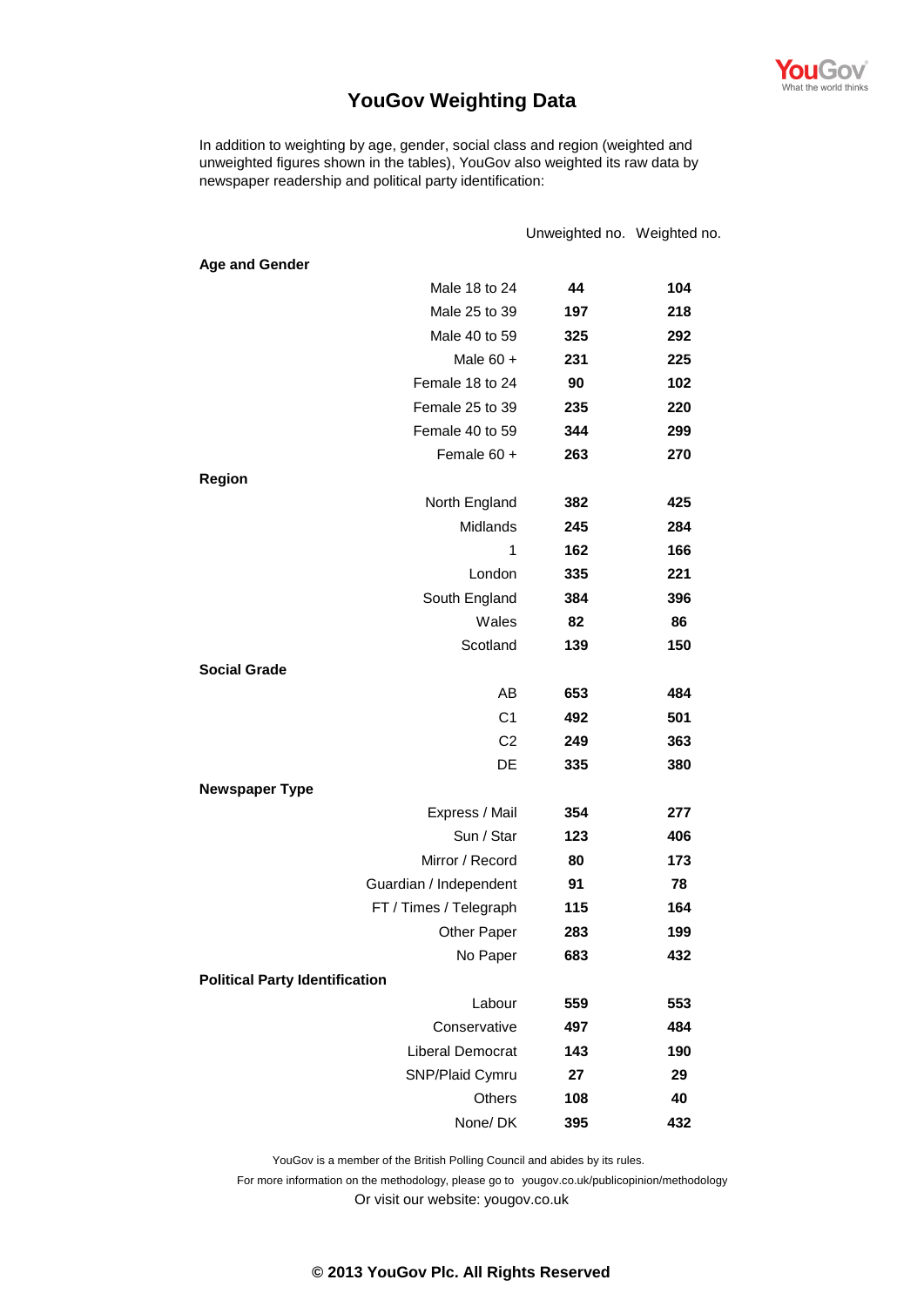# YouGov Weighting Data

In addition to weighting by age, gender, social class and region (weighted and unweighted figures shown in the tables), YouGov also weighted its raw data by newspaper readership and political party identification:

| | Unweighted no. | Weighted no. |
|---|---|---|
| **Age and Gender** | | |
| Male 18 to 24 | **44** | **104** |
| Male 25 to 39 | **197** | **218** |
| Male 40 to 59 | **325** | **292** |
| Male 60 + | **231** | **225** |
| Female 18 to 24 | **90** | **102** |
| Female 25 to 39 | **235** | **220** |
| Female 40 to 59 | **344** | **299** |
| Female 60 + | **263** | **270** |
| **Region** | | |
| North England | **382** | **425** |
| Midlands | **245** | **284** |
| 1 | **162** | **166** |
| London | **335** | **221** |
| South England | **384** | **396** |
| Wales | **82** | **86** |
| Scotland | **139** | **150** |
| **Social Grade** | | |
| AB | **653** | **484** |
| C1 | **492** | **501** |
| C2 | **249** | **363** |
| DE | **335** | **380** |
| **Newspaper Type** | | |
| Express / Mail | **354** | **277** |
| Sun / Star | **123** | **406** |
| Mirror / Record | **80** | **173** |
| Guardian / Independent | **91** | **78** |
| FT / Times / Telegraph | **115** | **164** |
| Other Paper | **283** | **199** |
| No Paper | **683** | **432** |
| **Political Party Identification** | | |
| Labour | **559** | **553** |
| Conservative | **497** | **484** |
| Liberal Democrat | **143** | **190** |
| SNP/Plaid Cymru | **27** | **29** |
| Others | **108** | **40** |
| None/ DK | **395** | **432** |

YouGov is a member of the British Polling Council and abides by its rules.

For more information on the methodology, please go to yougov.co.uk/publicopinion/methodology

Or visit our website: yougov.co.uk

**© 2013 YouGov Plc. All Rights Reserved**